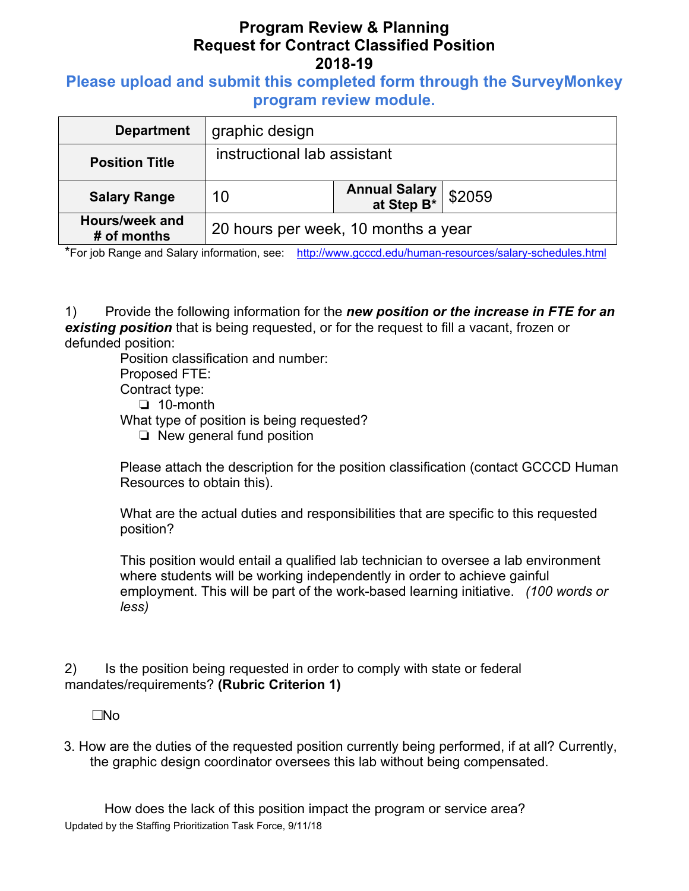# Program Review & Planning
# Request for Contract Classified Position
# 2018-19

**Please upload and submit this completed form through the SurveyMonkey program review module.**

| **Department** | graphic design | | |
|---|---|---|---|
| **Position Title** | instructional lab assistant | | |
| **Salary Range** | 10 | **Annual Salary at Step B*** | $2059 |
| **Hours/week and # of months** | 20 hours per week, 10 months a year | | |

*For job Range and Salary information, see: http://www.gcccd.edu/human-resources/salary-schedules.html

1) Provide the following information for the ***new position or the increase in FTE for an existing position*** that is being requested, or for the request to fill a vacant, frozen or defunded position:

Position classification and number:

Proposed FTE:

Contract type:

- ❑ 10-month

What type of position is being requested?

- ❑ New general fund position

Please attach the description for the position classification (contact GCCCD Human Resources to obtain this).

What are the actual duties and responsibilities that are specific to this requested position?

This position would entail a qualified lab technician to oversee a lab environment where students will be working independently in order to achieve gainful employment. This will be part of the work-based learning initiative. *(100 words or less)*

2) Is the position being requested in order to comply with state or federal mandates/requirements? **(Rubric Criterion 1)**

☐No

3. How are the duties of the requested position currently being performed, if at all? Currently, the graphic design coordinator oversees this lab without being compensated.

How does the lack of this position impact the program or service area?

Updated by the Staffing Prioritization Task Force, 9/11/18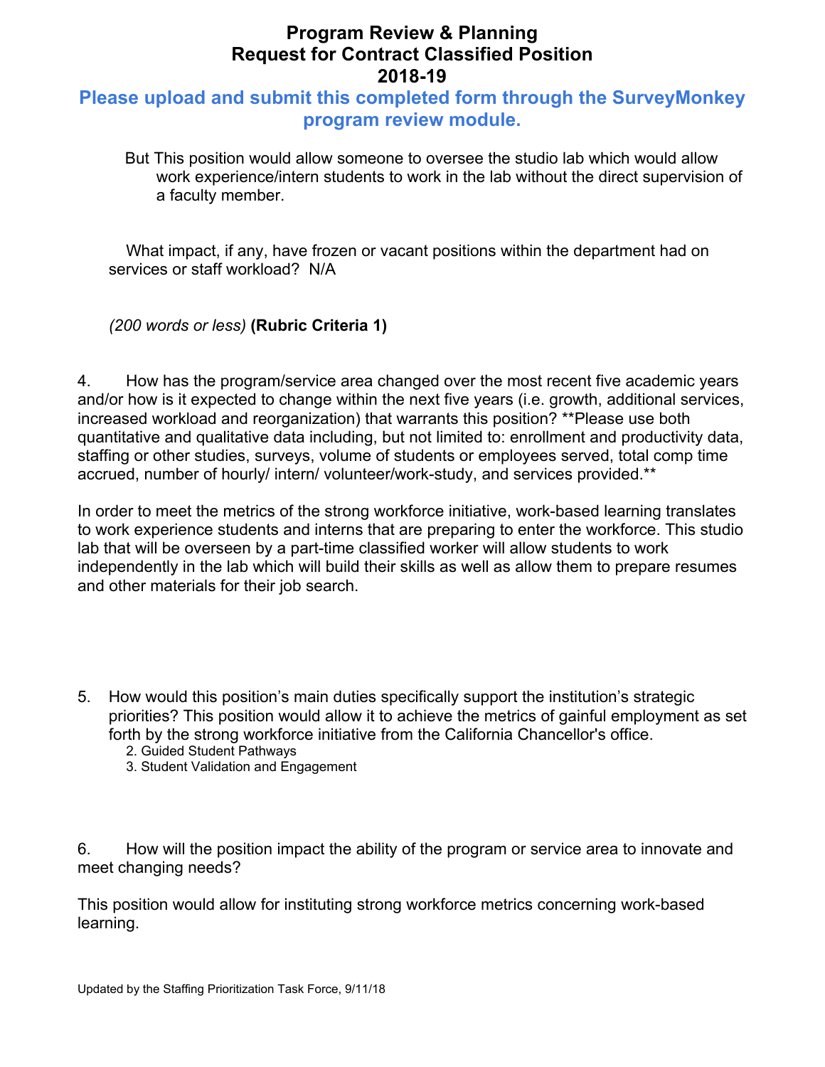# Program Review & Planning
# Request for Contract Classified Position
# 2018-19

**Please upload and submit this completed form through the SurveyMonkey program review module.**

But This position would allow someone to oversee the studio lab which would allow work experience/intern students to work in the lab without the direct supervision of a faculty member.

What impact, if any, have frozen or vacant positions within the department had on services or staff workload? N/A

*(200 words or less)* **(Rubric Criteria 1)**

4. How has the program/service area changed over the most recent five academic years and/or how is it expected to change within the next five years (i.e. growth, additional services, increased workload and reorganization) that warrants this position? **Please use both quantitative and qualitative data including, but not limited to: enrollment and productivity data, staffing or other studies, surveys, volume of students or employees served, total comp time accrued, number of hourly/ intern/ volunteer/work-study, and services provided.**

In order to meet the metrics of the strong workforce initiative, work-based learning translates to work experience students and interns that are preparing to enter the workforce. This studio lab that will be overseen by a part-time classified worker will allow students to work independently in the lab which will build their skills as well as allow them to prepare resumes and other materials for their job search.

5. How would this position's main duties specifically support the institution's strategic priorities? This position would allow it to achieve the metrics of gainful employment as set forth by the strong workforce initiative from the California Chancellor's office.
   2. Guided Student Pathways
   3. Student Validation and Engagement

6. How will the position impact the ability of the program or service area to innovate and meet changing needs?

This position would allow for instituting strong workforce metrics concerning work-based learning.

Updated by the Staffing Prioritization Task Force, 9/11/18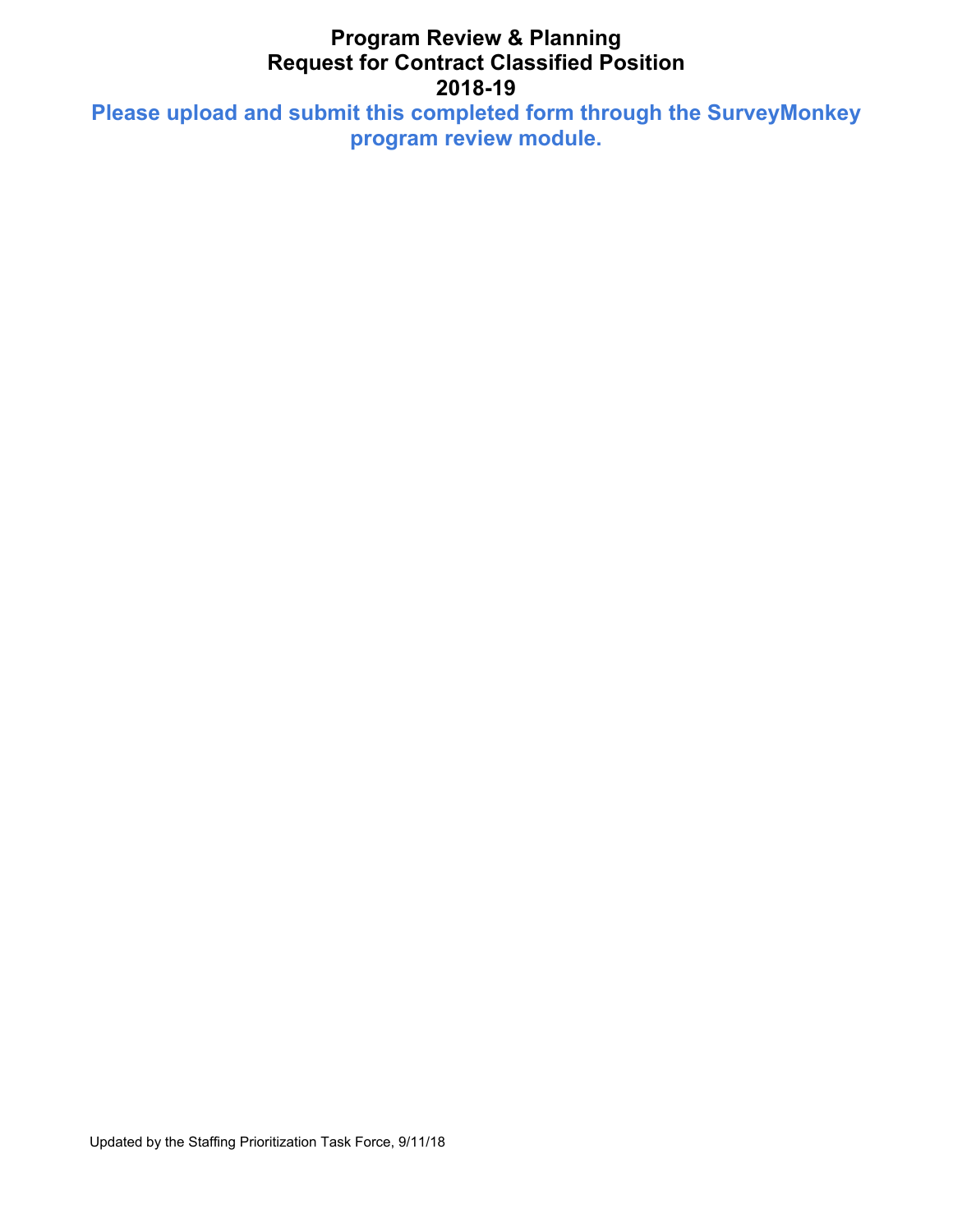# Program Review & Planning
# Request for Contract Classified Position
# 2018-19

**Please upload and submit this completed form through the SurveyMonkey program review module.**

Updated by the Staffing Prioritization Task Force, 9/11/18